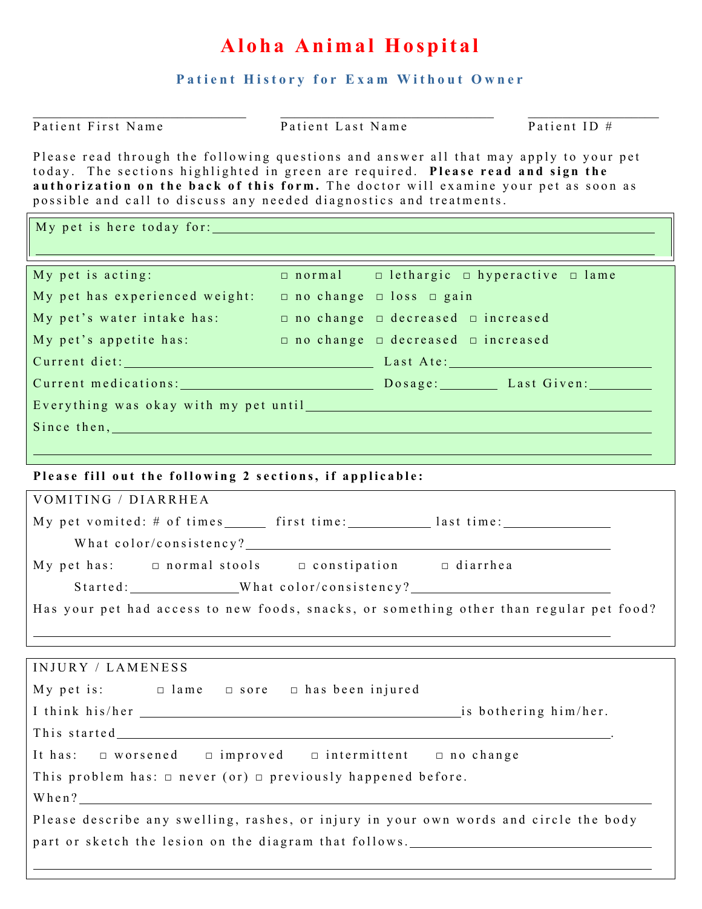# Aloha Animal Hospital

## Patient History for Exam Without Owner

Patient First Name ____________________ Patient Last Name ____________________ Patient ID # ____________

Please read through the following questions and answer all that may apply to your pet today. The sections highlighted in green are required. **Please read and sign the authorization on the back of this form.** The doctor will examine your pet as soon as possible and call to discuss any needed diagnostics and treatments.

My pet is here today for: ________________________________________________

________________________________________________

My pet is acting: ☐ normal ☐ lethargic ☐ hyperactive ☐ lame

My pet has experienced weight: ☐ no change ☐ loss ☐ gain

My pet's water intake has: ☐ no change ☐ decreased ☐ increased

My pet's appetite has: ☐ no change ☐ decreased ☐ increased

Current diet: ____________________ Last Ate: ____________________

Current medications: ____________________ Dosage: ________ Last Given: ________

Everything was okay with my pet until ________________________________________

Since then, ________________________________________________

________________________________________________

**Please fill out the following 2 sections, if applicable:**

### VOMITING / DIARRHEA

My pet vomited: # of times ______ first time: ____________ last time: ____________

What color/consistency? ________________________________________

My pet has: ☐ normal stools ☐ constipation ☐ diarrhea

Started: ______________ What color/consistency? ____________________

Has your pet had access to new foods, snacks, or something other than regular pet food?

________________________________________________

### INJURY / LAMENESS

My pet is: ☐ lame ☐ sore ☐ has been injured

I think his/her ______________________________ is bothering him/her.

This started ________________________________________________.

It has: ☐ worsened ☐ improved ☐ intermittent ☐ no change

This problem has: ☐ never (or) ☐ previously happened before.

When? ________________________________________________

Please describe any swelling, rashes, or injury in your own words and circle the body part or sketch the lesion on the diagram that follows. ____________________

________________________________________________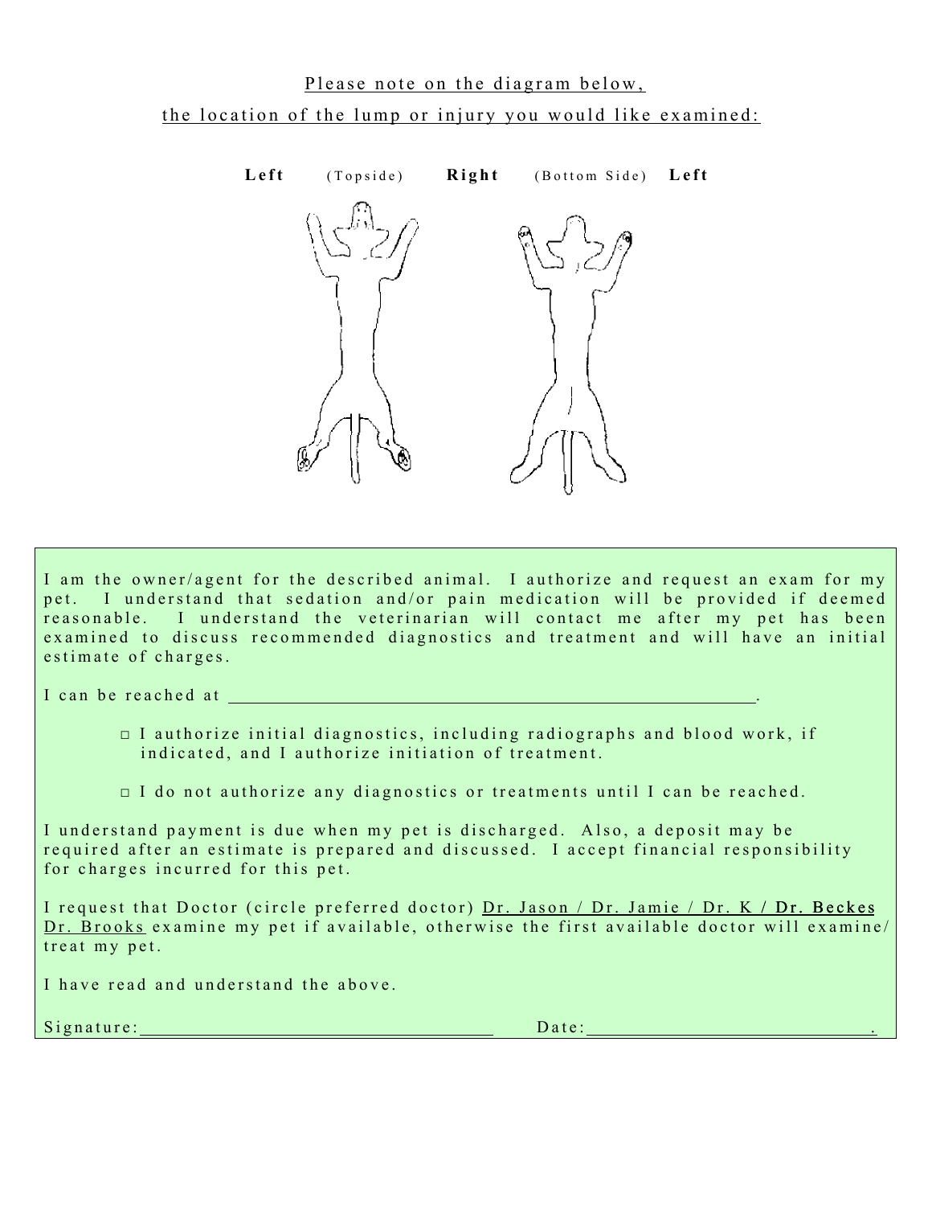Please note on the diagram below,

the location of the lump or injury you would like examined:

**Left** (Topside) **Right** (Bottom Side) **Left**

I am the owner/agent for the described animal. I authorize and request an exam for my pet. I understand that sedation and/or pain medication will be provided if deemed reasonable. I understand the veterinarian will contact me after my pet has been examined to discuss recommended diagnostics and treatment and will have an initial estimate of charges.

I can be reached at \_\_\_\_\_\_\_\_\_\_\_\_\_\_\_\_\_\_\_\_\_\_\_\_\_\_\_\_\_\_\_\_\_\_\_\_\_\_\_\_\_\_\_\_\_\_\_\_\_\_\_\_.

- □ I authorize initial diagnostics, including radiographs and blood work, if indicated, and I authorize initiation of treatment.
- □ I do not authorize any diagnostics or treatments until I can be reached.

I understand payment is due when my pet is discharged. Also, a deposit may be required after an estimate is prepared and discussed. I accept financial responsibility for charges incurred for this pet.

I request that Doctor (circle preferred doctor) Dr. Jason / Dr. Jamie / Dr. K / Dr. Beckes Dr. Brooks examine my pet if available, otherwise the first available doctor will examine/ treat my pet.

I have read and understand the above.

Signature:\_\_\_\_\_\_\_\_\_\_\_\_\_\_\_\_\_\_\_\_\_\_\_\_\_\_\_\_\_\_\_\_\_\_\_\_ Date:\_\_\_\_\_\_\_\_\_\_\_\_\_\_\_\_\_\_\_\_\_\_\_\_\_\_\_\_.